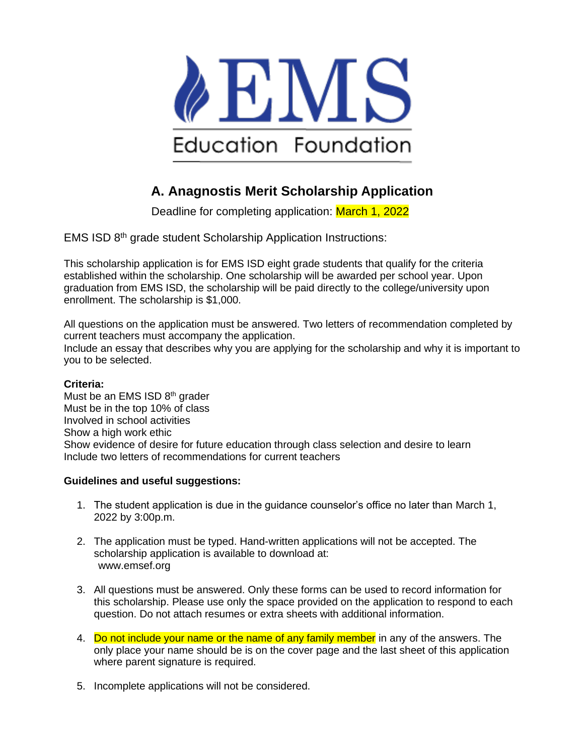EMS Education Foundation

# A. Anagnostis Merit Scholarship Application

Deadline for completing application: March 1, 2022

EMS ISD 8th grade student Scholarship Application Instructions:

This scholarship application is for EMS ISD eight grade students that qualify for the criteria established within the scholarship. One scholarship will be awarded per school year. Upon graduation from EMS ISD, the scholarship will be paid directly to the college/university upon enrollment. The scholarship is $1,000.

All questions on the application must be answered. Two letters of recommendation completed by current teachers must accompany the application.
Include an essay that describes why you are applying for the scholarship and why it is important to you to be selected.

**Criteria:**
Must be an EMS ISD 8th grader
Must be in the top 10% of class
Involved in school activities
Show a high work ethic
Show evidence of desire for future education through class selection and desire to learn
Include two letters of recommendations for current teachers

**Guidelines and useful suggestions:**

1. The student application is due in the guidance counselor's office no later than March 1, 2022 by 3:00p.m.

2. The application must be typed. Hand-written applications will not be accepted. The scholarship application is available to download at:
   www.emsef.org

3. All questions must be answered. Only these forms can be used to record information for this scholarship. Please use only the space provided on the application to respond to each question. Do not attach resumes or extra sheets with additional information.

4. Do not include your name or the name of any family member in any of the answers. The only place your name should be is on the cover page and the last sheet of this application where parent signature is required.

5. Incomplete applications will not be considered.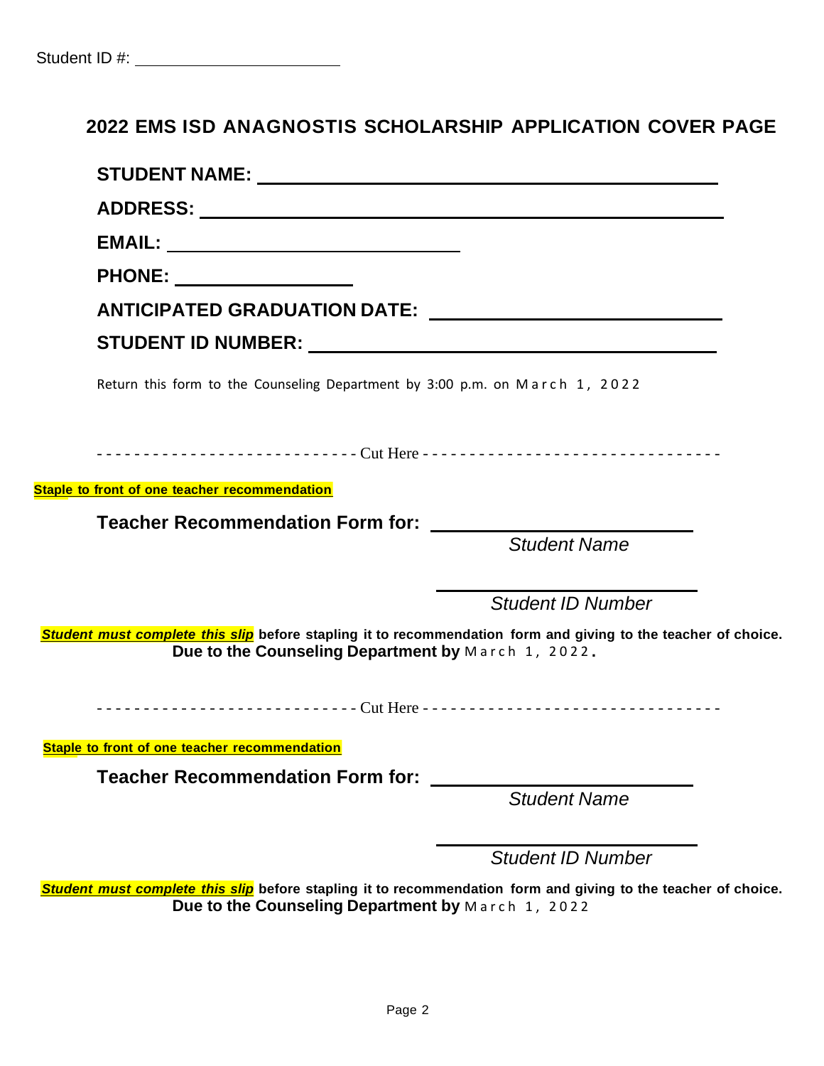Student ID #: ______________________

## 2022 EMS ISD ANAGNOSTIS SCHOLARSHIP APPLICATION COVER PAGE

**STUDENT NAME:** ______________________________________________

**ADDRESS:** ______________________________________________

**EMAIL:** ____________________________

**PHONE:** _________________

**ANTICIPATED GRADUATION DATE:** ____________________________

**STUDENT ID NUMBER:** ________________________________________

Return this form to the Counseling Department by 3:00 p.m. on March 1, 2022

- - - - - - - - - - - - - - - - - - - - - - - - - - - - Cut Here - - - - - - - - - - - - - - - - - - - - - - - - - - - - - - -

**Staple to front of one teacher recommendation**

**Teacher Recommendation Form for:** ________________________

*Student Name*

________________________

*Student ID Number*

***Student must complete this slip*** **before stapling it to recommendation form and giving to the teacher of choice.**
**Due to the Counseling Department by** March 1, 2022**.**

- - - - - - - - - - - - - - - - - - - - - - - - - - - - Cut Here - - - - - - - - - - - - - - - - - - - - - - - - - - - - - - -

**Staple to front of one teacher recommendation**

**Teacher Recommendation Form for:** ________________________

*Student Name*

________________________

*Student ID Number*

***Student must complete this slip*** **before stapling it to recommendation form and giving to the teacher of choice.**
**Due to the Counseling Department by** March 1, 2022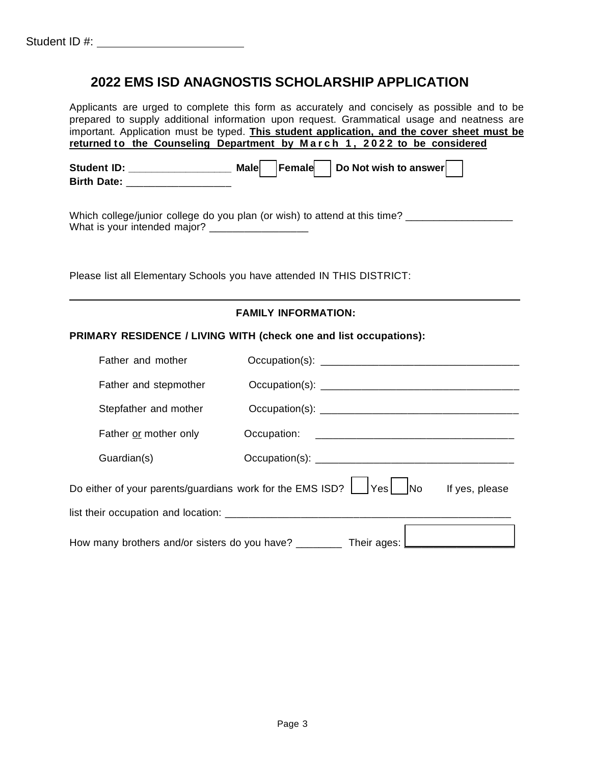Student ID #: ______________________

# 2022 EMS ISD ANAGNOSTIS SCHOLARSHIP APPLICATION

Applicants are urged to complete this form as accurately and concisely as possible and to be prepared to supply additional information upon request. Grammatical usage and neatness are important. Application must be typed. **This student application, and the cover sheet must be returned to the Counseling Department by March 1, 2022 to be considered**

**Student ID:** __________________ **Male** ☐ **Female** ☐ **Do Not wish to answer** ☐
**Birth Date:** __________________

Which college/junior college do you plan (or wish) to attend at this time? ___________________
What is your intended major? _________________

Please list all Elementary Schools you have attended IN THIS DISTRICT:

---

**FAMILY INFORMATION:**

**PRIMARY RESIDENCE / LIVING WITH (check one and list occupations):**

Father and mother — Occupation(s): ___________________________________

Father and stepmother — Occupation(s): ___________________________________

Stepfather and mother — Occupation(s): ___________________________________

Father or mother only — Occupation: ___________________________________

Guardian(s) — Occupation(s): ___________________________________

Do either of your parents/guardians work for the EMS ISD? ☐ Yes ☐ No If yes, please list their occupation and location: ___________________________________________________

How many brothers and/or sisters do you have? ________ Their ages: __________________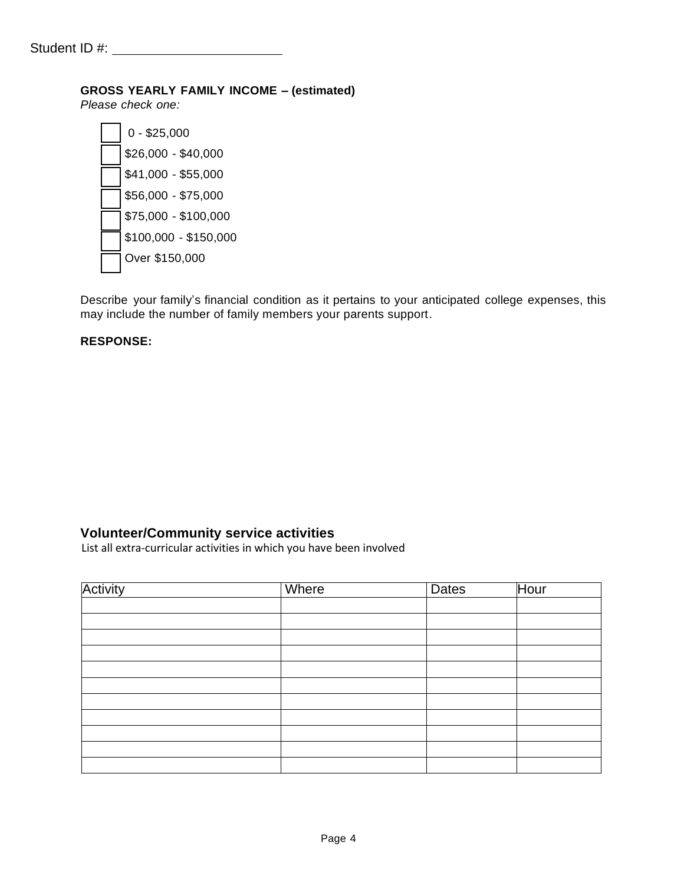Student ID #: ____________________

**GROSS YEARLY FAMILY INCOME – (estimated)**
*Please check one:*

- [ ] 0 - $25,000
- [ ] $26,000 - $40,000
- [ ] $41,000 - $55,000
- [ ] $56,000 - $75,000
- [ ] $75,000 - $100,000
- [ ] $100,000 - $150,000
- [ ] Over $150,000

Describe your family's financial condition as it pertains to your anticipated college expenses, this may include the number of family members your parents support.

**RESPONSE:**

## Volunteer/Community service activities

List all extra-curricular activities in which you have been involved

| Activity | Where | Dates | Hour |
|---|---|---|---|
| | | | |
| | | | |
| | | | |
| | | | |
| | | | |
| | | | |
| | | | |
| | | | |
| | | | |
| | | | |
| | | | |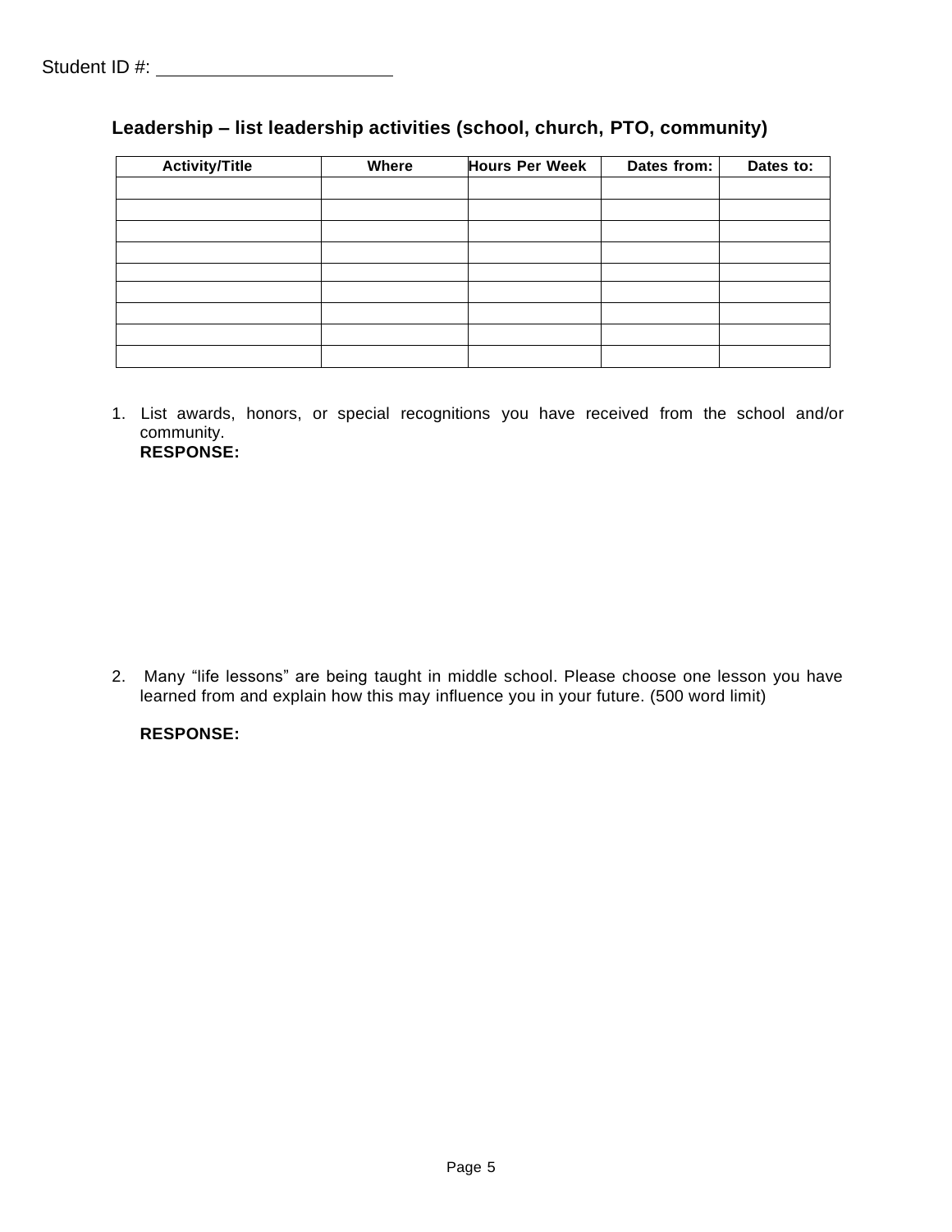Student ID #: ______________________

**Leadership – list leadership activities (school, church, PTO, community)**

| Activity/Title | Where | Hours Per Week | Dates from: | Dates to: |
|---|---|---|---|---|
| | | | | |
| | | | | |
| | | | | |
| | | | | |
| | | | | |
| | | | | |
| | | | | |
| | | | | |
| | | | | |

1. List awards, honors, or special recognitions you have received from the school and/or community.
   **RESPONSE:**

2. Many "life lessons" are being taught in middle school. Please choose one lesson you have learned from and explain how this may influence you in your future. (500 word limit)

   **RESPONSE:**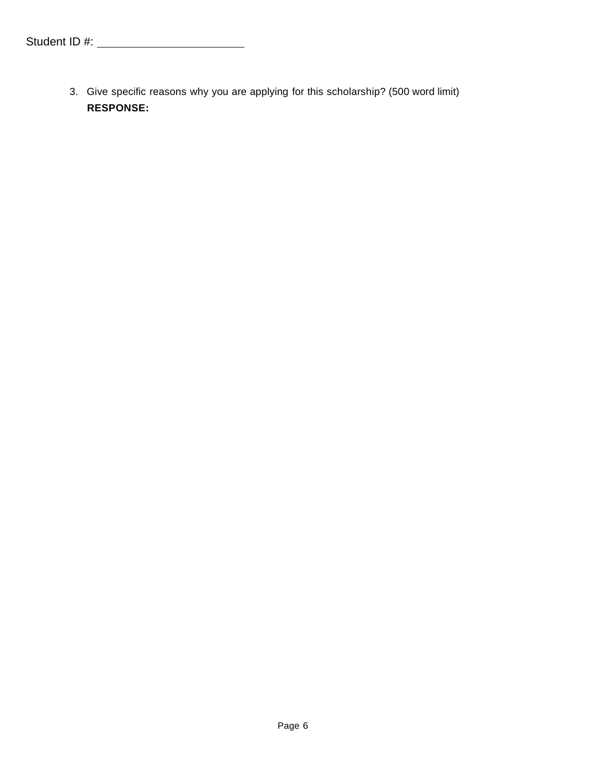Student ID #: ____________________

3. Give specific reasons why you are applying for this scholarship? (500 word limit)

   **RESPONSE:**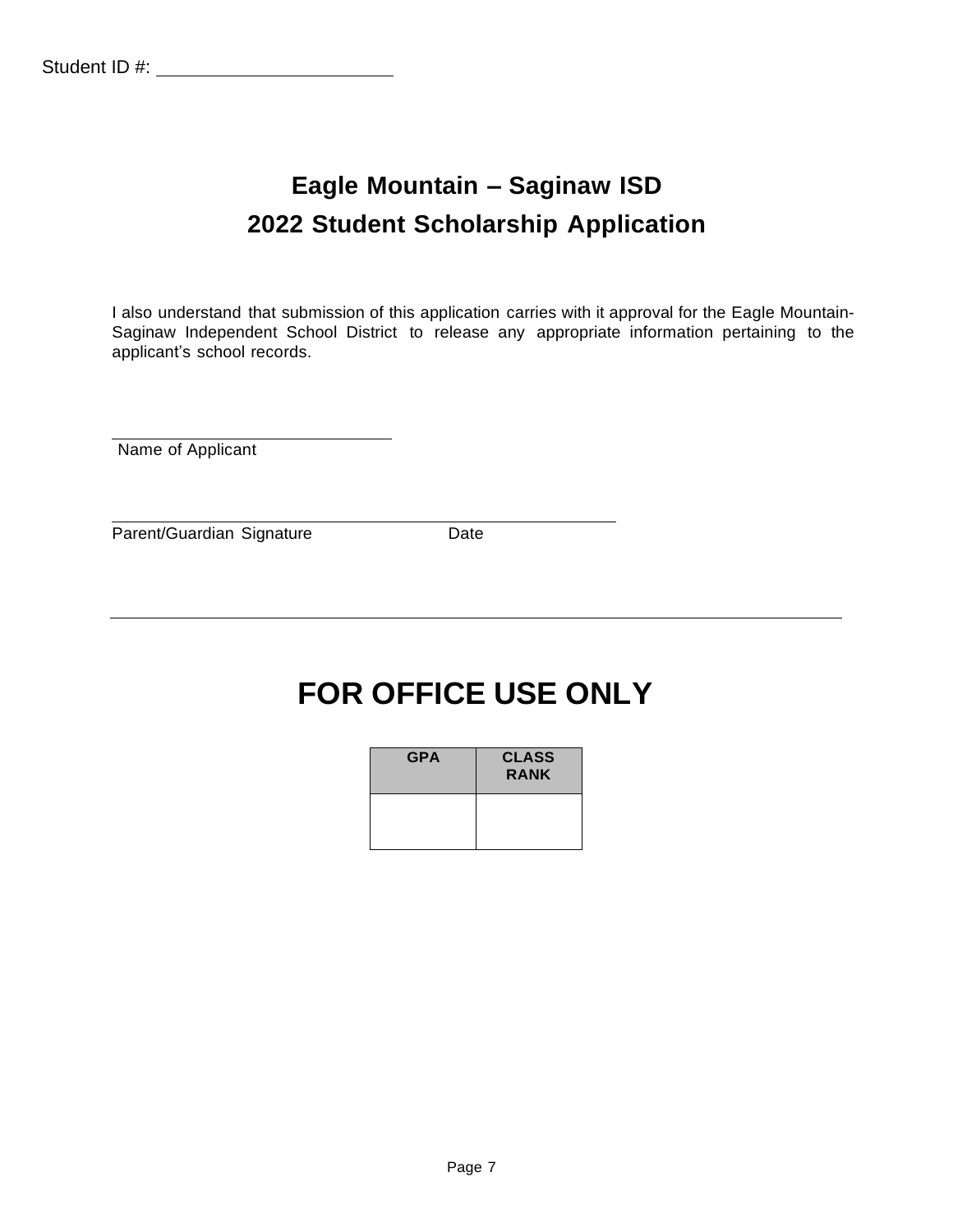Student ID #: ______________________

# Eagle Mountain – Saginaw ISD

## 2022 Student Scholarship Application

I also understand that submission of this application carries with it approval for the Eagle Mountain-Saginaw Independent School District to release any appropriate information pertaining to the applicant's school records.

______________________________
Name of Applicant

______________________________________________________
Parent/Guardian Signature Date

---

# FOR OFFICE USE ONLY

| GPA | CLASS RANK |
| --- | --- |
| | |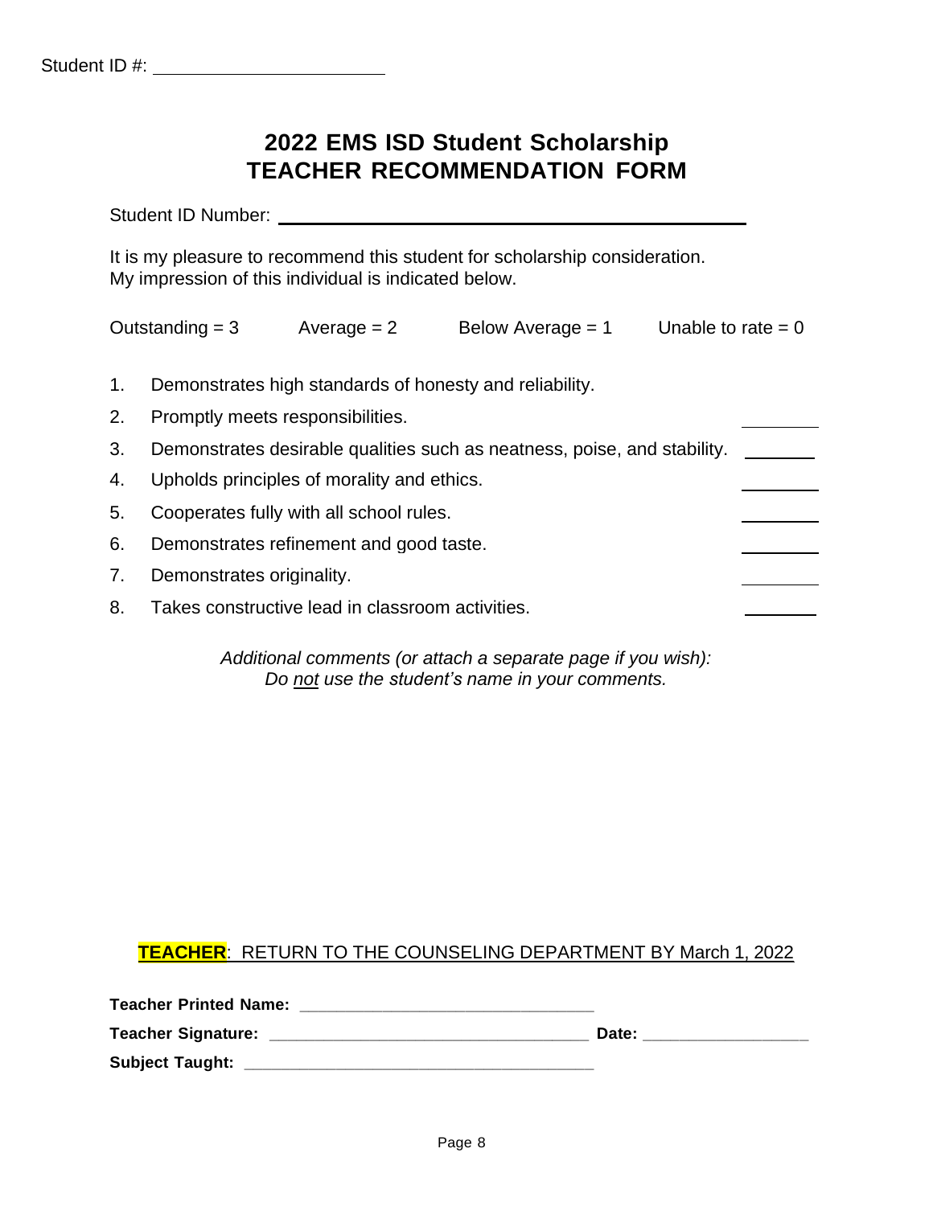Student ID #: ______________________

# 2022 EMS ISD Student Scholarship
# TEACHER RECOMMENDATION FORM

Student ID Number: ________________________________________

It is my pleasure to recommend this student for scholarship consideration.
My impression of this individual is indicated below.

Outstanding = 3 | Average = 2 | Below Average = 1 | Unable to rate = 0

1. Demonstrates high standards of honesty and reliability. ________
2. Promptly meets responsibilities. ________
3. Demonstrates desirable qualities such as neatness, poise, and stability. ________
4. Upholds principles of morality and ethics. ________
5. Cooperates fully with all school rules. ________
6. Demonstrates refinement and good taste. ________
7. Demonstrates originality. ________
8. Takes constructive lead in classroom activities. ________

*Additional comments (or attach a separate page if you wish):*
*Do <u>not</u> use the student's name in your comments.*

<u>**TEACHER**: RETURN TO THE COUNSELING DEPARTMENT BY March 1, 2022</u>

**Teacher Printed Name:** ________________________________

**Teacher Signature:** ________________________________ **Date:** ________________

**Subject Taught:** ________________________________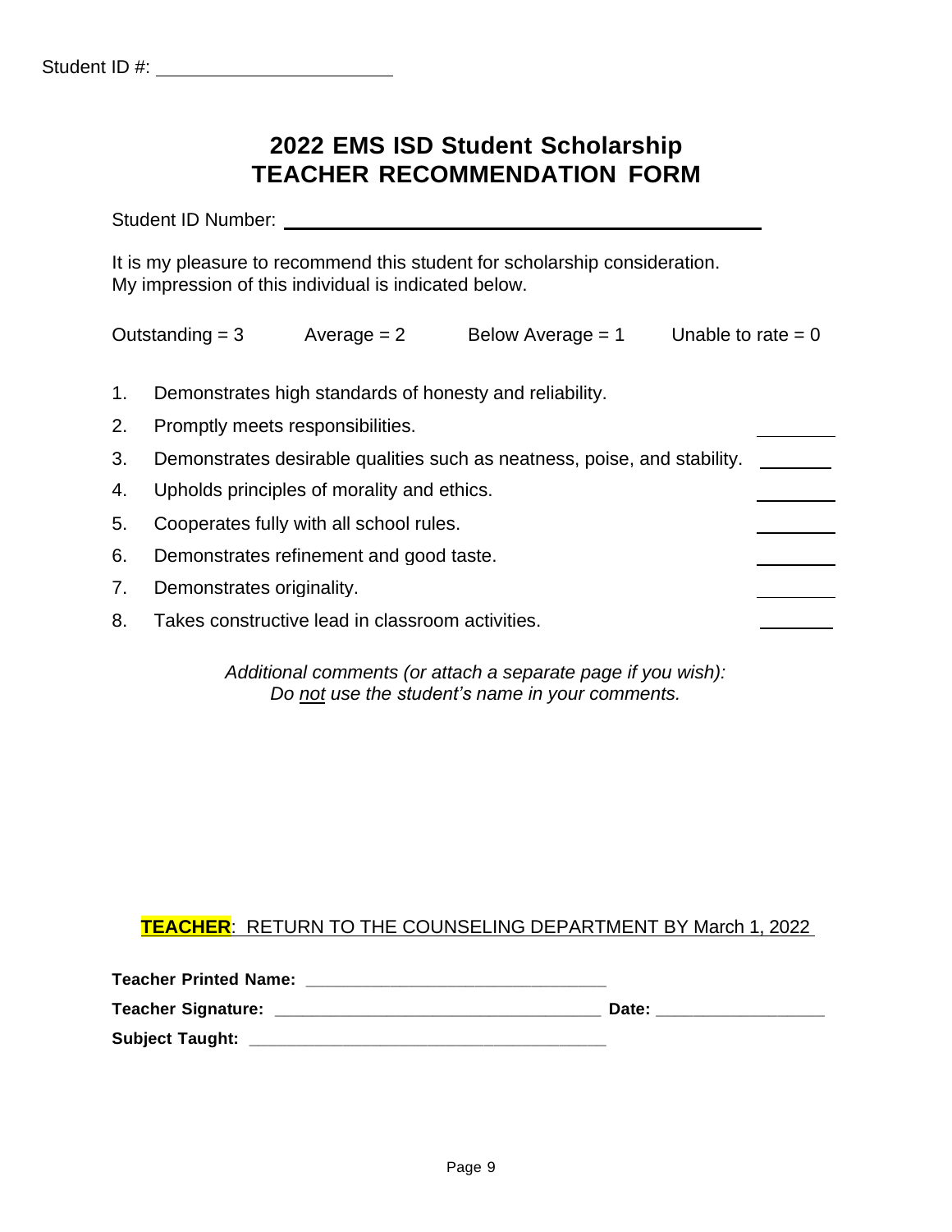Student ID #: ______________________

# 2022 EMS ISD Student Scholarship
# TEACHER RECOMMENDATION FORM

Student ID Number: ____________________________________________

It is my pleasure to recommend this student for scholarship consideration.
My impression of this individual is indicated below.

Outstanding = 3 Average = 2 Below Average = 1 Unable to rate = 0

1. Demonstrates high standards of honesty and reliability.
2. Promptly meets responsibilities. ________
3. Demonstrates desirable qualities such as neatness, poise, and stability. ________
4. Upholds principles of morality and ethics. ________
5. Cooperates fully with all school rules. ________
6. Demonstrates refinement and good taste. ________
7. Demonstrates originality. ________
8. Takes constructive lead in classroom activities. ________

*Additional comments (or attach a separate page if you wish):*
*Do not use the student's name in your comments.*

**TEACHER**: RETURN TO THE COUNSELING DEPARTMENT BY March 1, 2022

**Teacher Printed Name:** ________________________________

**Teacher Signature:** ___________________________________ **Date:** __________________

**Subject Taught:** _______________________________________